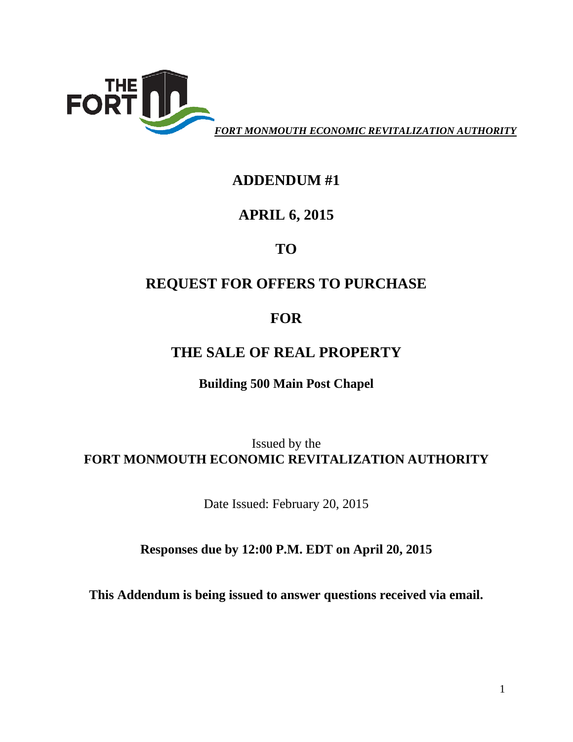THE FORT

***FORT MONMOUTH ECONOMIC REVITALIZATION AUTHORITY***

# ADDENDUM #1

# APRIL 6, 2015

# TO

# REQUEST FOR OFFERS TO PURCHASE

# FOR

# THE SALE OF REAL PROPERTY

**Building 500 Main Post Chapel**

Issued by the
**FORT MONMOUTH ECONOMIC REVITALIZATION AUTHORITY**

Date Issued: February 20, 2015

**Responses due by 12:00 P.M. EDT on April 20, 2015**

**This Addendum is being issued to answer questions received via email.**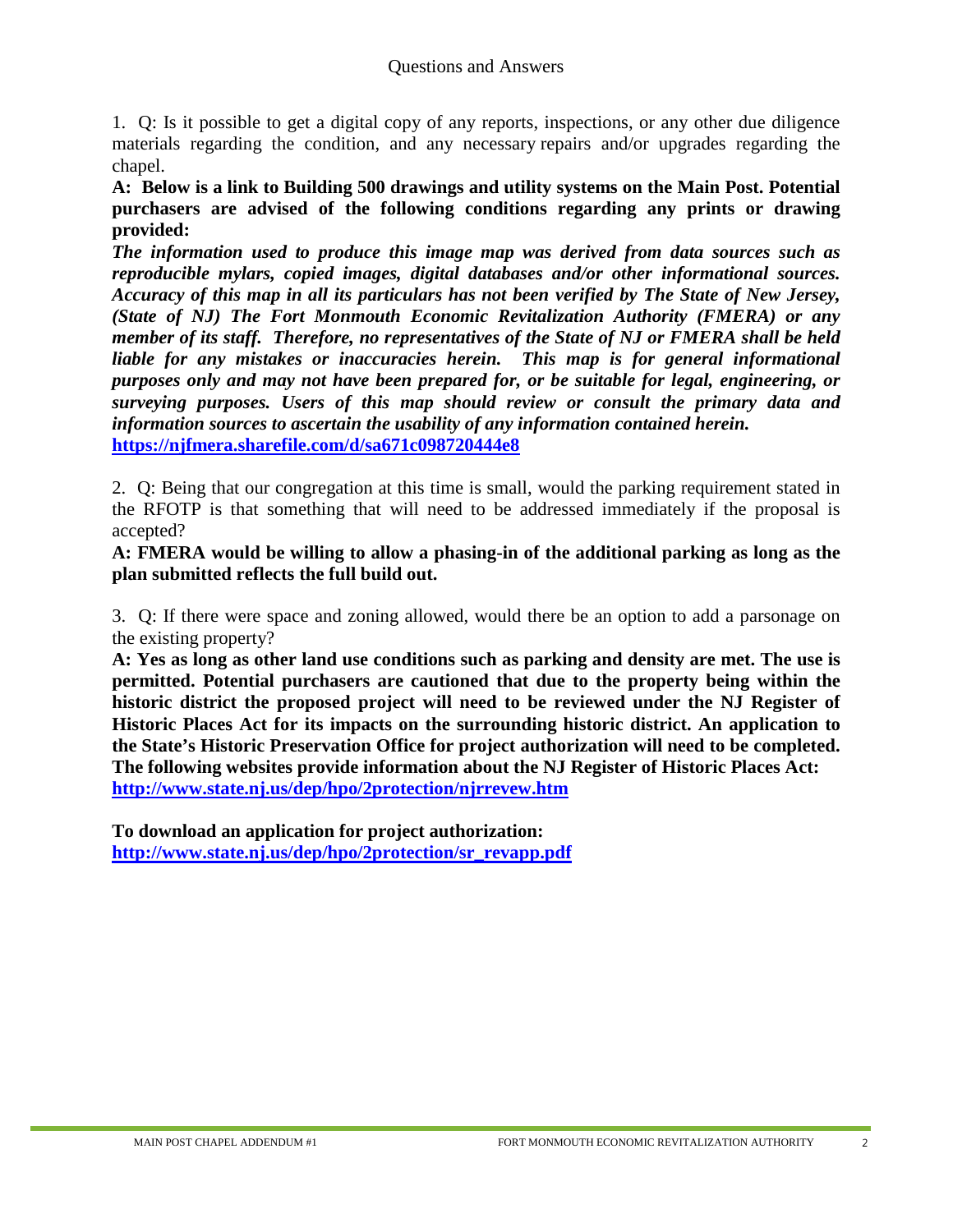# Questions and Answers

1. Q: Is it possible to get a digital copy of any reports, inspections, or any other due diligence materials regarding the condition, and any necessary repairs and/or upgrades regarding the chapel.

**A: Below is a link to Building 500 drawings and utility systems on the Main Post. Potential purchasers are advised of the following conditions regarding any prints or drawing provided:**

***The information used to produce this image map was derived from data sources such as reproducible mylars, copied images, digital databases and/or other informational sources. Accuracy of this map in all its particulars has not been verified by The State of New Jersey, (State of NJ) The Fort Monmouth Economic Revitalization Authority (FMERA) or any member of its staff. Therefore, no representatives of the State of NJ or FMERA shall be held liable for any mistakes or inaccuracies herein. This map is for general informational purposes only and may not have been prepared for, or be suitable for legal, engineering, or surveying purposes. Users of this map should review or consult the primary data and information sources to ascertain the usability of any information contained herein.***

**https://njfmera.sharefile.com/d/sa671c098720444e8**

2. Q: Being that our congregation at this time is small, would the parking requirement stated in the RFOTP is that something that will need to be addressed immediately if the proposal is accepted?

**A: FMERA would be willing to allow a phasing-in of the additional parking as long as the plan submitted reflects the full build out.**

3. Q: If there were space and zoning allowed, would there be an option to add a parsonage on the existing property?

**A: Yes as long as other land use conditions such as parking and density are met. The use is permitted. Potential purchasers are cautioned that due to the property being within the historic district the proposed project will need to be reviewed under the NJ Register of Historic Places Act for its impacts on the surrounding historic district. An application to the State's Historic Preservation Office for project authorization will need to be completed. The following websites provide information about the NJ Register of Historic Places Act:**

**http://www.state.nj.us/dep/hpo/2protection/njrrevew.htm**

**To download an application for project authorization:**

**http://www.state.nj.us/dep/hpo/2protection/sr_revapp.pdf**